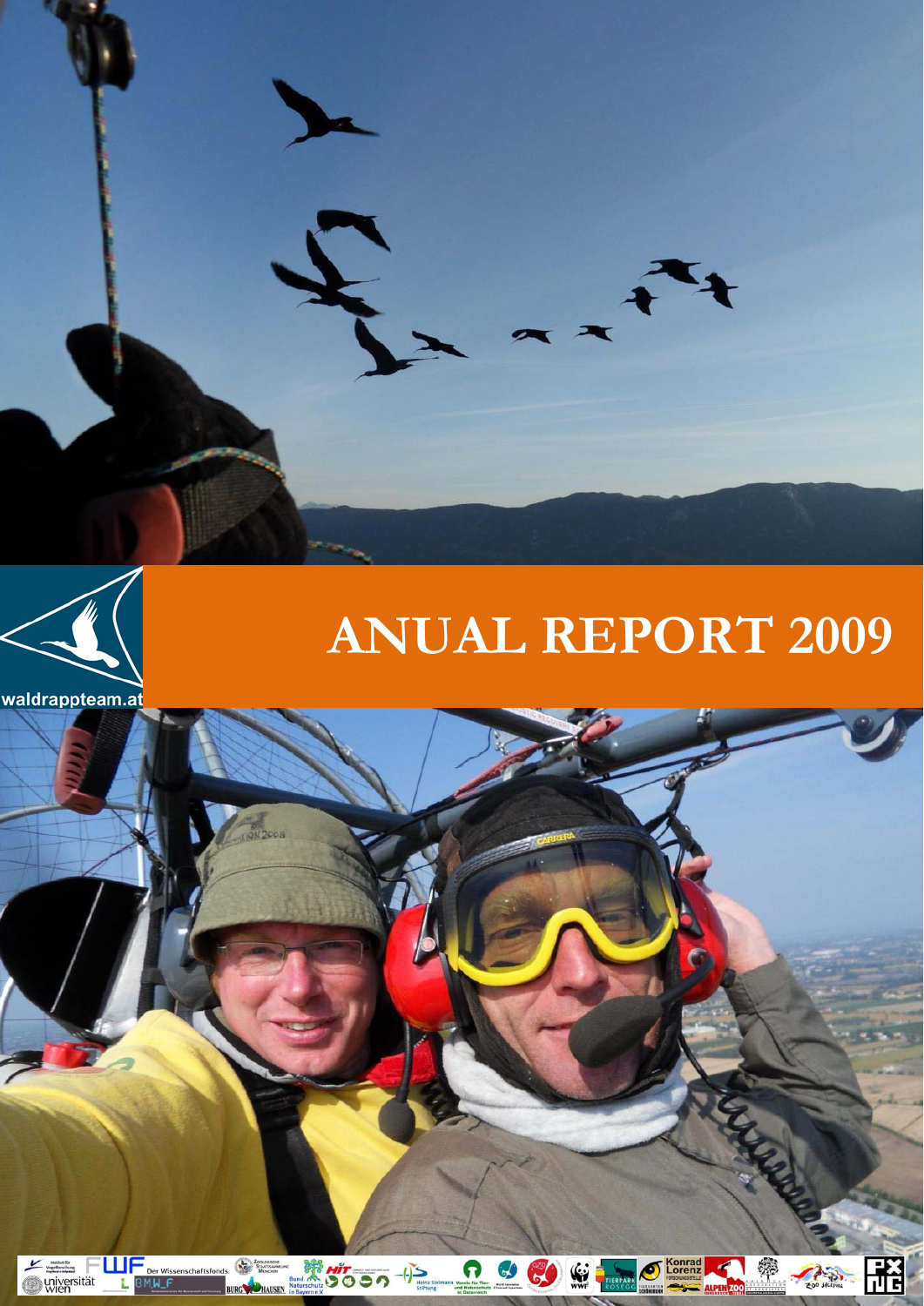waldrappteam.at

# ANUAL REPORT 2009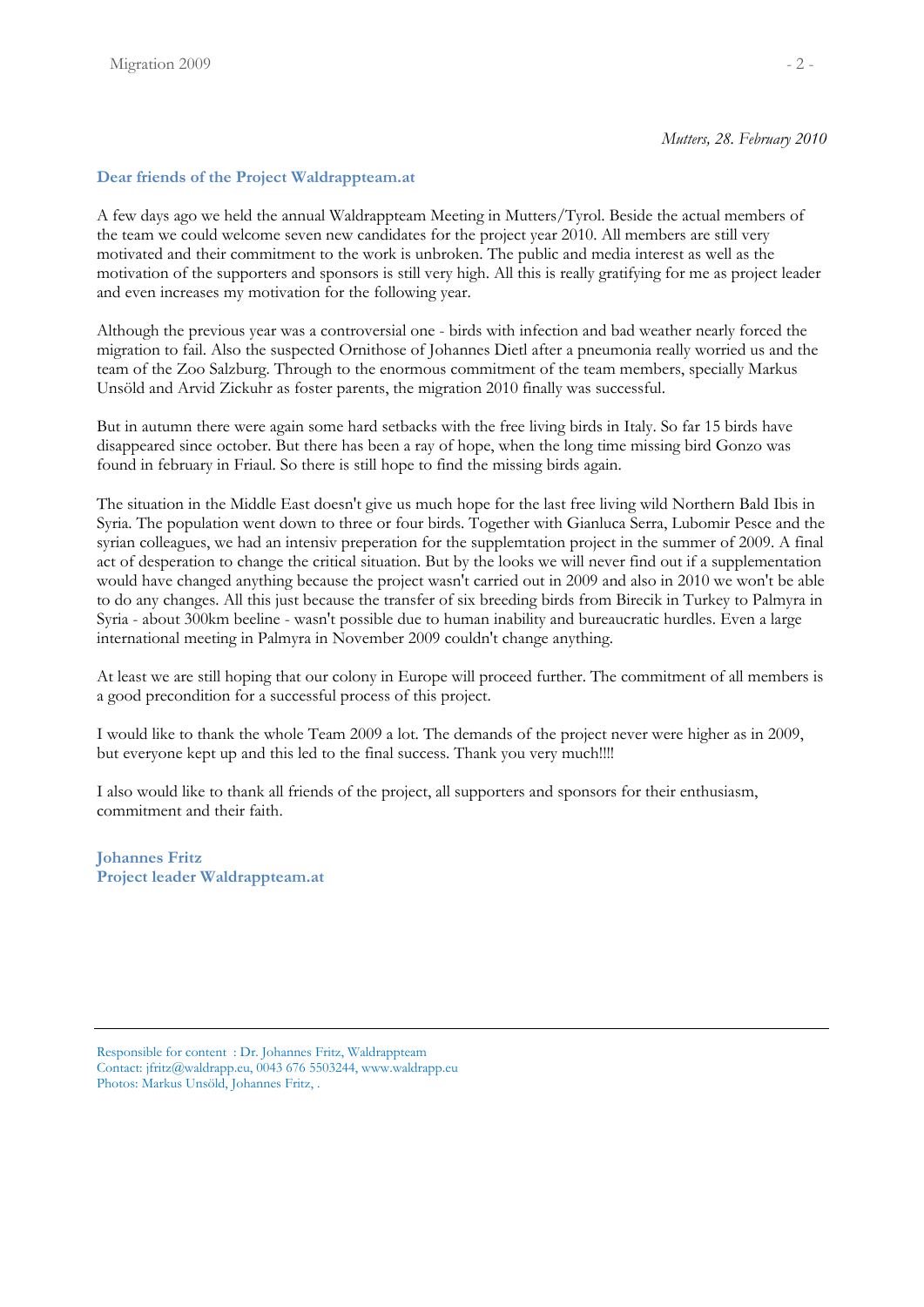*Mutters, 28. February 2010*

**Dear friends of the Project Waldrappteam.at**

A few days ago we held the annual Waldrappteam Meeting in Mutters/Tyrol. Beside the actual members of the team we could welcome seven new candidates for the project year 2010. All members are still very motivated and their commitment to the work is unbroken. The public and media interest as well as the motivation of the supporters and sponsors is still very high. All this is really gratifying for me as project leader and even increases my motivation for the following year.

Although the previous year was a controversial one - birds with infection and bad weather nearly forced the migration to fail. Also the suspected Ornithose of Johannes Dietl after a pneumonia really worried us and the team of the Zoo Salzburg. Through to the enormous commitment of the team members, specially Markus Unsöld and Arvid Zickuhr as foster parents, the migration 2010 finally was successful.

But in autumn there were again some hard setbacks with the free living birds in Italy. So far 15 birds have disappeared since october. But there has been a ray of hope, when the long time missing bird Gonzo was found in february in Friaul. So there is still hope to find the missing birds again.

The situation in the Middle East doesn't give us much hope for the last free living wild Northern Bald Ibis in Syria. The population went down to three or four birds. Together with Gianluca Serra, Lubomir Pesce and the syrian colleagues, we had an intensiv preperation for the supplemtation project in the summer of 2009. A final act of desperation to change the critical situation. But by the looks we will never find out if a supplementation would have changed anything because the project wasn't carried out in 2009 and also in 2010 we won't be able to do any changes. All this just because the transfer of six breeding birds from Birecik in Turkey to Palmyra in Syria - about 300km beeline - wasn't possible due to human inability and bureaucratic hurdles. Even a large international meeting in Palmyra in November 2009 couldn't change anything.

At least we are still hoping that our colony in Europe will proceed further. The commitment of all members is a good precondition for a successful process of this project.

I would like to thank the whole Team 2009 a lot. The demands of the project never were higher as in 2009, but everyone kept up and this led to the final success. Thank you very much!!!!

I also would like to thank all friends of the project, all supporters and sponsors for their enthusiasm, commitment and their faith.

**Johannes Fritz**
**Project leader Waldrappteam.at**

---

Responsible for content : Dr. Johannes Fritz, Waldrappteam
Contact: jfritz@waldrapp.eu, 0043 676 5503244, www.waldrapp.eu
Photos: Markus Unsöld, Johannes Fritz, .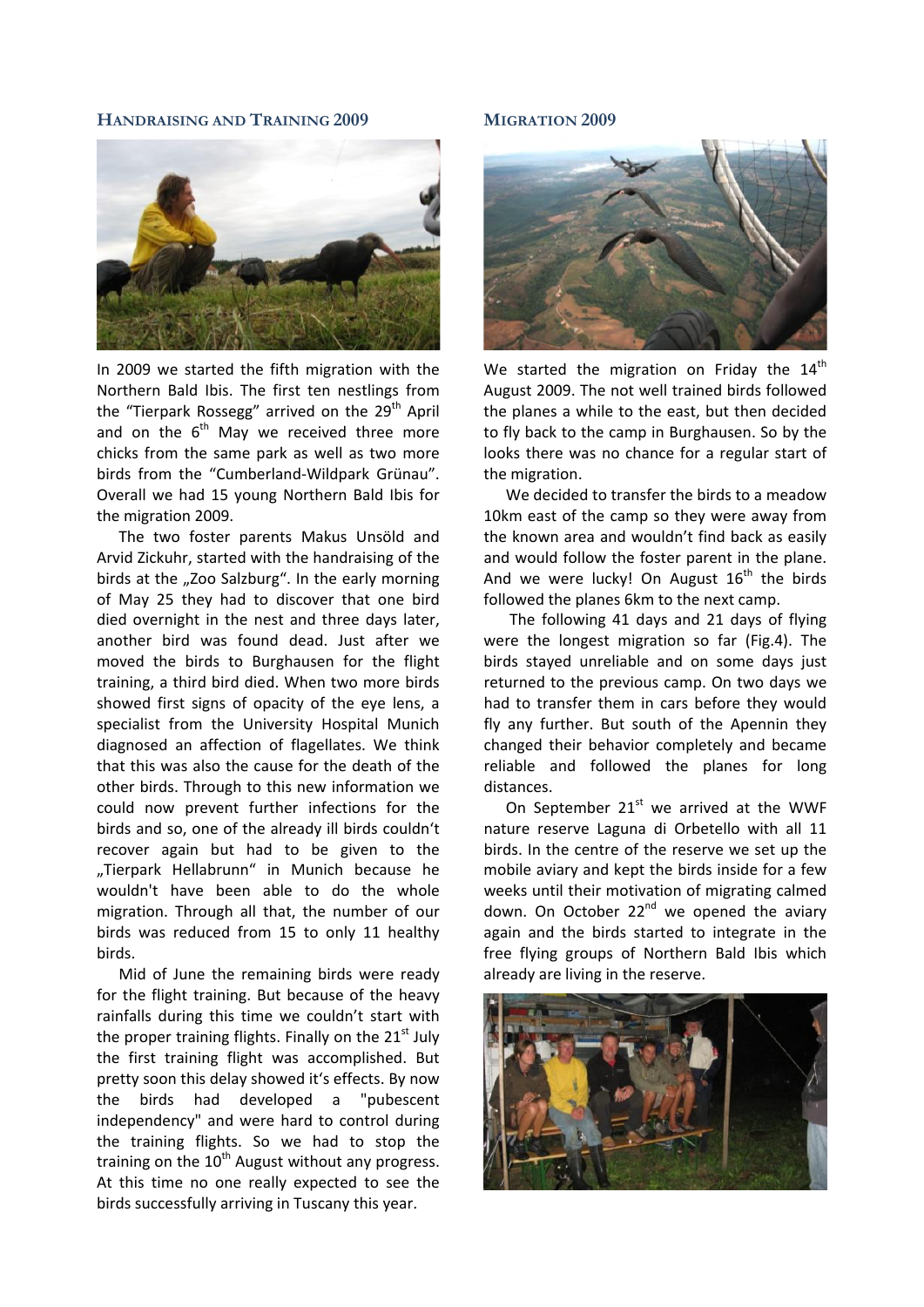## Handraising and Training 2009

In 2009 we started the fifth migration with the Northern Bald Ibis. The first ten nestlings from the "Tierpark Rossegg" arrived on the 29th April and on the 6th May we received three more chicks from the same park as well as two more birds from the "Cumberland-Wildpark Grünau". Overall we had 15 young Northern Bald Ibis for the migration 2009.

The two foster parents Makus Unsöld and Arvid Zickuhr, started with the handraising of the birds at the „Zoo Salzburg". In the early morning of May 25 they had to discover that one bird died overnight in the nest and three days later, another bird was found dead. Just after we moved the birds to Burghausen for the flight training, a third bird died. When two more birds showed first signs of opacity of the eye lens, a specialist from the University Hospital Munich diagnosed an affection of flagellates. We think that this was also the cause for the death of the other birds. Through to this new information we could now prevent further infections for the birds and so, one of the already ill birds couldn't recover again but had to be given to the „Tierpark Hellabrunn" in Munich because he wouldn't have been able to do the whole migration. Through all that, the number of our birds was reduced from 15 to only 11 healthy birds.

Mid of June the remaining birds were ready for the flight training. But because of the heavy rainfalls during this time we couldn't start with the proper training flights. Finally on the 21st July the first training flight was accomplished. But pretty soon this delay showed it's effects. By now the birds had developed a "pubescent independency" and were hard to control during the training flights. So we had to stop the training on the 10th August without any progress. At this time no one really expected to see the birds successfully arriving in Tuscany this year.

## Migration 2009

We started the migration on Friday the 14th August 2009. The not well trained birds followed the planes a while to the east, but then decided to fly back to the camp in Burghausen. So by the looks there was no chance for a regular start of the migration.

We decided to transfer the birds to a meadow 10km east of the camp so they were away from the known area and wouldn't find back as easily and would follow the foster parent in the plane. And we were lucky! On August 16th the birds followed the planes 6km to the next camp.

The following 41 days and 21 days of flying were the longest migration so far (Fig.4). The birds stayed unreliable and on some days just returned to the previous camp. On two days we had to transfer them in cars before they would fly any further. But south of the Apennin they changed their behavior completely and became reliable and followed the planes for long distances.

On September 21st we arrived at the WWF nature reserve Laguna di Orbetello with all 11 birds. In the centre of the reserve we set up the mobile aviary and kept the birds inside for a few weeks until their motivation of migrating calmed down. On October 22nd we opened the aviary again and the birds started to integrate in the free flying groups of Northern Bald Ibis which already are living in the reserve.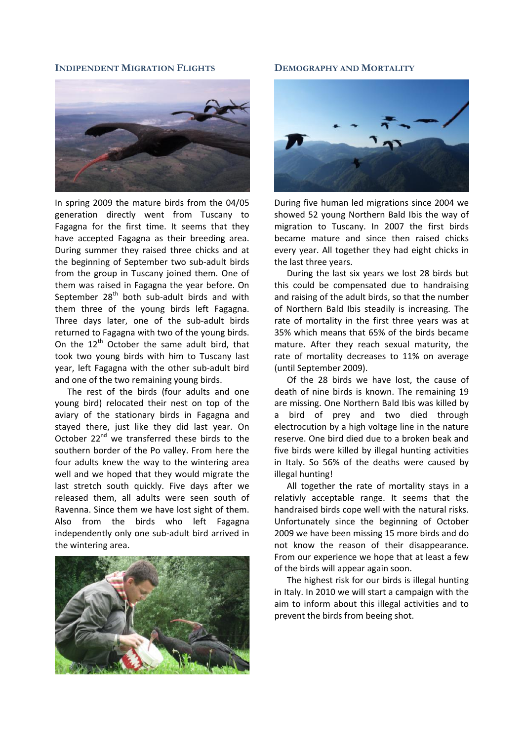## INDIPENDENT MIGRATION FLIGHTS

In spring 2009 the mature birds from the 04/05 generation directly went from Tuscany to Fagagna for the first time. It seems that they have accepted Fagagna as their breeding area. During summer they raised three chicks and at the beginning of September two sub-adult birds from the group in Tuscany joined them. One of them was raised in Fagagna the year before. On September 28th both sub-adult birds and with them three of the young birds left Fagagna. Three days later, one of the sub-adult birds returned to Fagagna with two of the young birds. On the 12th October the same adult bird, that took two young birds with him to Tuscany last year, left Fagagna with the other sub-adult bird and one of the two remaining young birds.

The rest of the birds (four adults and one young bird) relocated their nest on top of the aviary of the stationary birds in Fagagna and stayed there, just like they did last year. On October 22nd we transferred these birds to the southern border of the Po valley. From here the four adults knew the way to the wintering area well and we hoped that they would migrate the last stretch south quickly. Five days after we released them, all adults were seen south of Ravenna. Since them we have lost sight of them. Also from the birds who left Fagagna independently only one sub-adult bird arrived in the wintering area.

## DEMOGRAPHY AND MORTALITY

During five human led migrations since 2004 we showed 52 young Northern Bald Ibis the way of migration to Tuscany. In 2007 the first birds became mature and since then raised chicks every year. All together they had eight chicks in the last three years.

During the last six years we lost 28 birds but this could be compensated due to handraising and raising of the adult birds, so that the number of Northern Bald Ibis steadily is increasing. The rate of mortality in the first three years was at 35% which means that 65% of the birds became mature. After they reach sexual maturity, the rate of mortality decreases to 11% on average (until September 2009).

Of the 28 birds we have lost, the cause of death of nine birds is known. The remaining 19 are missing. One Northern Bald Ibis was killed by a bird of prey and two died through electrocution by a high voltage line in the nature reserve. One bird died due to a broken beak and five birds were killed by illegal hunting activities in Italy. So 56% of the deaths were caused by illegal hunting!

All together the rate of mortality stays in a relativly acceptable range. It seems that the handraised birds cope well with the natural risks. Unfortunately since the beginning of October 2009 we have been missing 15 more birds and do not know the reason of their disappearance. From our experience we hope that at least a few of the birds will appear again soon.

The highest risk for our birds is illegal hunting in Italy. In 2010 we will start a campaign with the aim to inform about this illegal activities and to prevent the birds from beeing shot.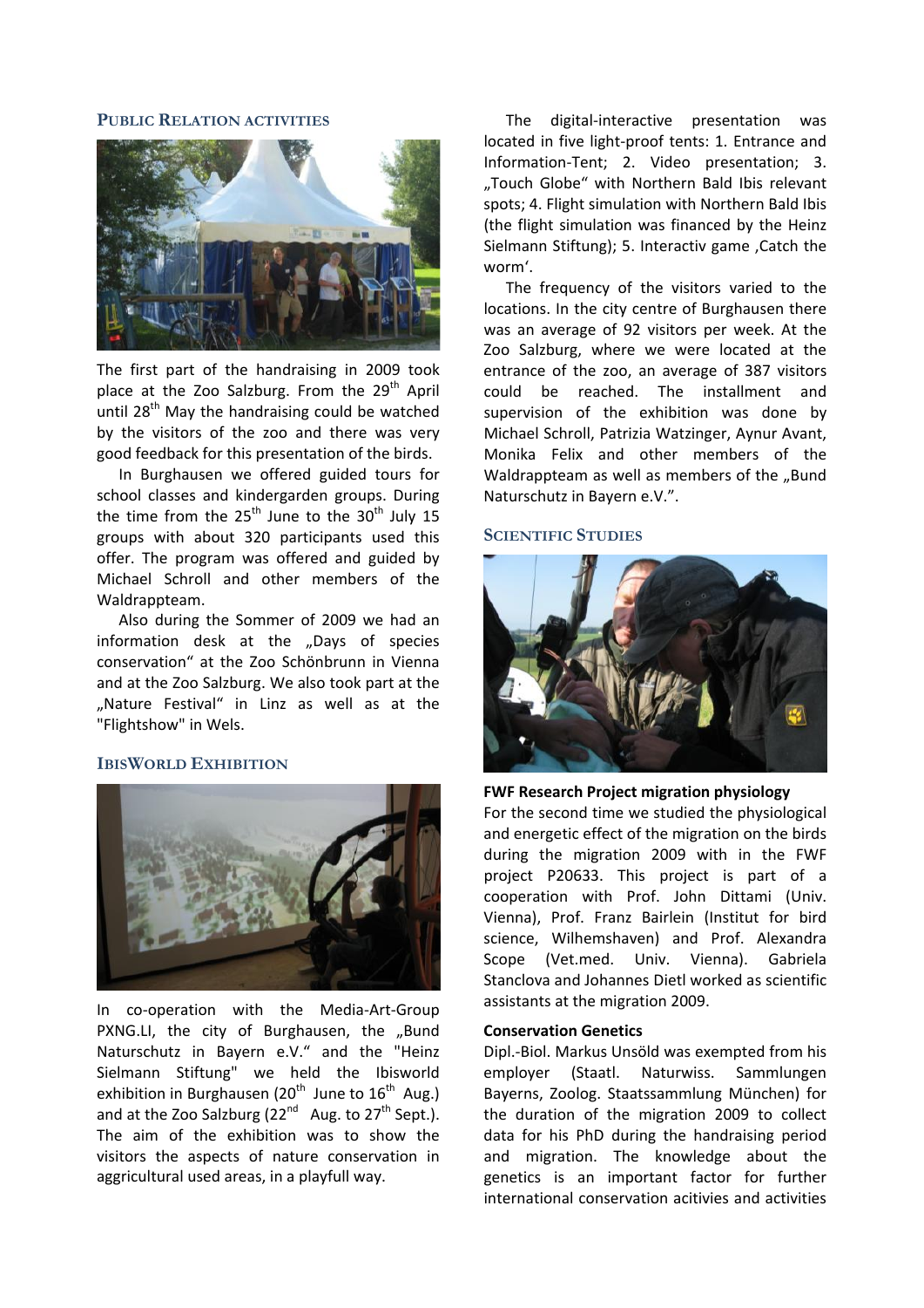## Public Relation activities

The first part of the handraising in 2009 took place at the Zoo Salzburg. From the 29th April until 28th May the handraising could be watched by the visitors of the zoo and there was very good feedback for this presentation of the birds.

In Burghausen we offered guided tours for school classes and kindergarden groups. During the time from the 25th June to the 30th July 15 groups with about 320 participants used this offer. The program was offered and guided by Michael Schroll and other members of the Waldrappteam.

Also during the Sommer of 2009 we had an information desk at the „Days of species conservation" at the Zoo Schönbrunn in Vienna and at the Zoo Salzburg. We also took part at the „Nature Festival" in Linz as well as at the "Flightshow" in Wels.

## IbisWorld Exhibition

In co-operation with the Media-Art-Group PXNG.LI, the city of Burghausen, the „Bund Naturschutz in Bayern e.V." and the "Heinz Sielmann Stiftung" we held the Ibisworld exhibition in Burghausen (20th June to 16th Aug.) and at the Zoo Salzburg (22nd Aug. to 27th Sept.). The aim of the exhibition was to show the visitors the aspects of nature conservation in aggricultural used areas, in a playfull way.

The digital-interactive presentation was located in five light-proof tents: 1. Entrance and Information-Tent; 2. Video presentation; 3. „Touch Globe" with Northern Bald Ibis relevant spots; 4. Flight simulation with Northern Bald Ibis (the flight simulation was financed by the Heinz Sielmann Stiftung); 5. Interactiv game ‚Catch the worm'.

The frequency of the visitors varied to the locations. In the city centre of Burghausen there was an average of 92 visitors per week. At the Zoo Salzburg, where we were located at the entrance of the zoo, an average of 387 visitors could be reached. The installment and supervision of the exhibition was done by Michael Schroll, Patrizia Watzinger, Aynur Avant, Monika Felix and other members of the Waldrappteam as well as members of the „Bund Naturschutz in Bayern e.V.".

## Scientific Studies

**FWF Research Project migration physiology**

For the second time we studied the physiological and energetic effect of the migration on the birds during the migration 2009 with in the FWF project P20633. This project is part of a cooperation with Prof. John Dittami (Univ. Vienna), Prof. Franz Bairlein (Institut for bird science, Wilhemshaven) and Prof. Alexandra Scope (Vet.med. Univ. Vienna). Gabriela Stanclova and Johannes Dietl worked as scientific assistants at the migration 2009.

**Conservation Genetics**

Dipl.-Biol. Markus Unsöld was exempted from his employer (Staatl. Naturwiss. Sammlungen Bayerns, Zoolog. Staatssammlung München) for the duration of the migration 2009 to collect data for his PhD during the handraising period and migration. The knowledge about the genetics is an important factor for further international conservation acitivies and activities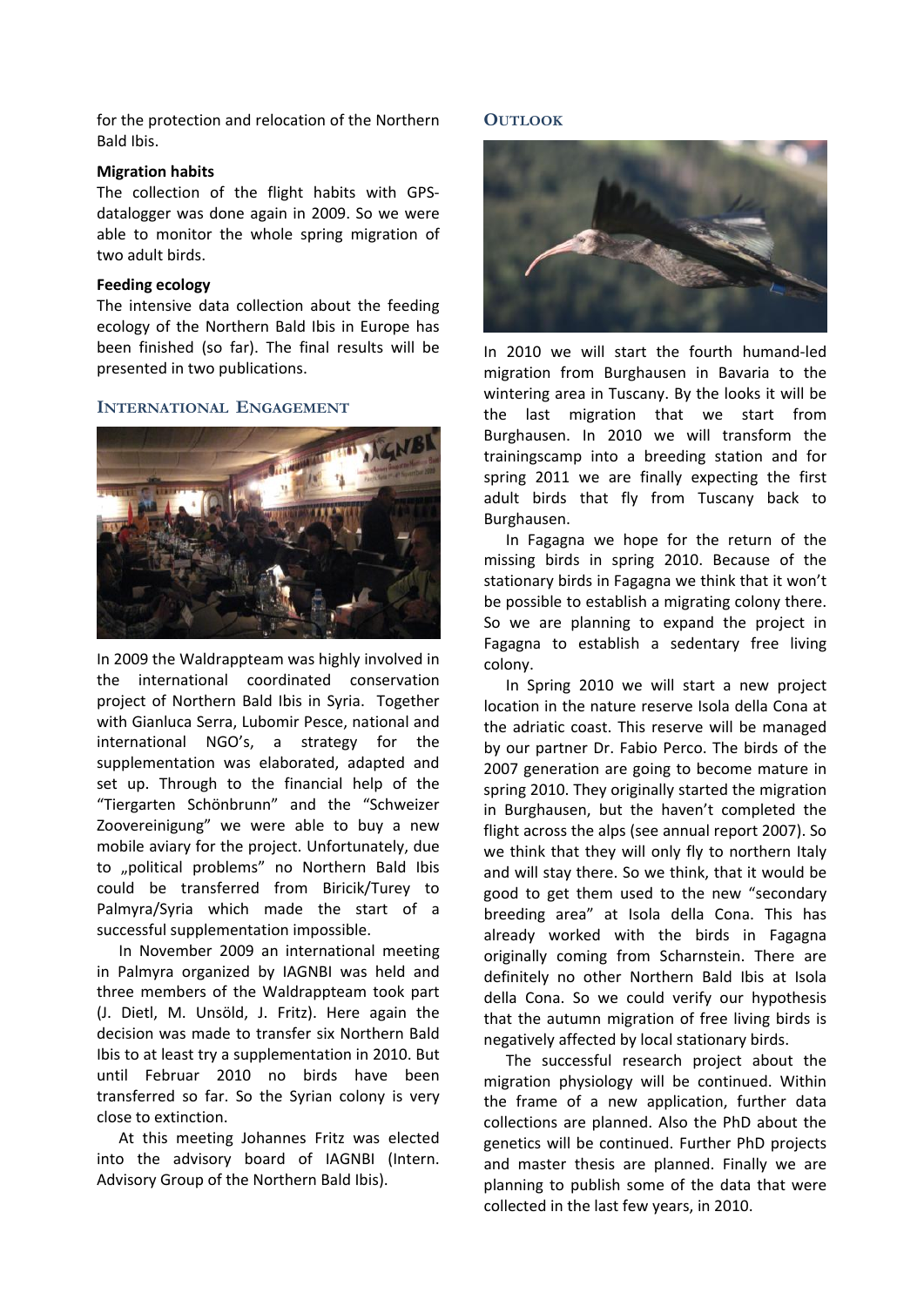for the protection and relocation of the Northern Bald Ibis.

**Migration habits**

The collection of the flight habits with GPS-datalogger was done again in 2009. So we were able to monitor the whole spring migration of two adult birds.

**Feeding ecology**

The intensive data collection about the feeding ecology of the Northern Bald Ibis in Europe has been finished (so far). The final results will be presented in two publications.

## International Engagement

In 2009 the Waldrappteam was highly involved in the international coordinated conservation project of Northern Bald Ibis in Syria. Together with Gianluca Serra, Lubomir Pesce, national and international NGO's, a strategy for the supplementation was elaborated, adapted and set up. Through to the financial help of the "Tiergarten Schönbrunn" and the "Schweizer Zoovereinigung" we were able to buy a new mobile aviary for the project. Unfortunately, due to „political problems" no Northern Bald Ibis could be transferred from Biricik/Turey to Palmyra/Syria which made the start of a successful supplementation impossible.

In November 2009 an international meeting in Palmyra organized by IAGNBI was held and three members of the Waldrappteam took part (J. Dietl, M. Unsöld, J. Fritz). Here again the decision was made to transfer six Northern Bald Ibis to at least try a supplementation in 2010. But until Februar 2010 no birds have been transferred so far. So the Syrian colony is very close to extinction.

At this meeting Johannes Fritz was elected into the advisory board of IAGNBI (Intern. Advisory Group of the Northern Bald Ibis).

## Outlook

In 2010 we will start the fourth humand-led migration from Burghausen in Bavaria to the wintering area in Tuscany. By the looks it will be the last migration that we start from Burghausen. In 2010 we will transform the trainingscamp into a breeding station and for spring 2011 we are finally expecting the first adult birds that fly from Tuscany back to Burghausen.

In Fagagna we hope for the return of the missing birds in spring 2010. Because of the stationary birds in Fagagna we think that it won't be possible to establish a migrating colony there. So we are planning to expand the project in Fagagna to establish a sedentary free living colony.

In Spring 2010 we will start a new project location in the nature reserve Isola della Cona at the adriatic coast. This reserve will be managed by our partner Dr. Fabio Perco. The birds of the 2007 generation are going to become mature in spring 2010. They originally started the migration in Burghausen, but the haven't completed the flight across the alps (see annual report 2007). So we think that they will only fly to northern Italy and will stay there. So we think, that it would be good to get them used to the new "secondary breeding area" at Isola della Cona. This has already worked with the birds in Fagagna originally coming from Scharnstein. There are definitely no other Northern Bald Ibis at Isola della Cona. So we could verify our hypothesis that the autumn migration of free living birds is negatively affected by local stationary birds.

The successful research project about the migration physiology will be continued. Within the frame of a new application, further data collections are planned. Also the PhD about the genetics will be continued. Further PhD projects and master thesis are planned. Finally we are planning to publish some of the data that were collected in the last few years, in 2010.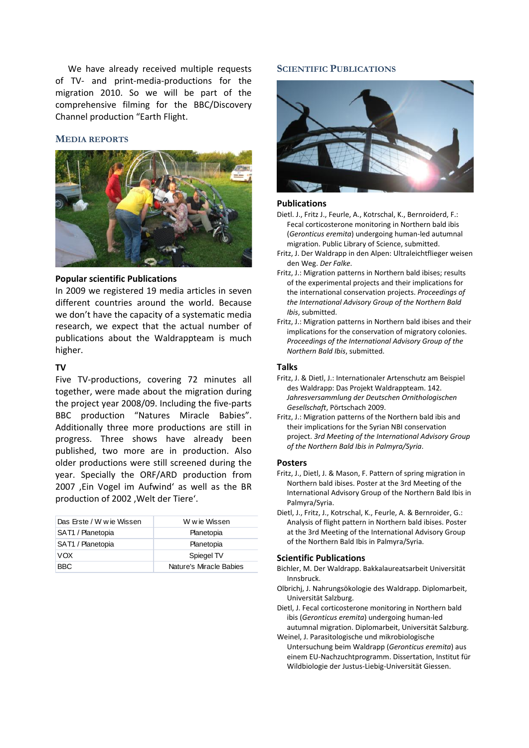We have already received multiple requests of TV- and print-media-productions for the migration 2010. So we will be part of the comprehensive filming for the BBC/Discovery Channel production "Earth Flight.

## MEDIA REPORTS

### Popular scientific Publications

In 2009 we registered 19 media articles in seven different countries around the world. Because we don't have the capacity of a systematic media research, we expect that the actual number of publications about the Waldrappteam is much higher.

### TV

Five TV-productions, covering 72 minutes all together, were made about the migration during the project year 2008/09. Including the five-parts BBC production "Natures Miracle Babies". Additionally three more productions are still in progress. Three shows have already been published, two more are in production. Also older productions were still screened during the year. Specially the ORF/ARD production from 2007 ‚Ein Vogel im Aufwind' as well as the BR production of 2002 ‚Welt der Tiere'.

| Das Erste / W wie Wissen | W wie Wissen |
|---|---|
| SAT1 / Planetopia | Planetopia |
| SAT1 / Planetopia | Planetopia |
| VOX | Spiegel TV |
| BBC | Nature's Miracle Babies |

## SCIENTIFIC PUBLICATIONS

### Publications

- Dietl. J., Fritz J., Feurle, A., Kotrschal, K., Bernroiderd, F.: Fecal corticosterone monitoring in Northern bald ibis (*Geronticus eremita*) undergoing human-led autumnal migration. Public Library of Science, submitted.
- Fritz, J. Der Waldrapp in den Alpen: Ultraleichtflieger weisen den Weg. *Der Falke*.
- Fritz, J.: Migration patterns in Northern bald ibises; results of the experimental projects and their implications for the international conservation projects. *Proceedings of the International Advisory Group of the Northern Bald Ibis*, submitted.
- Fritz, J.: Migration patterns in Northern bald ibises and their implications for the conservation of migratory colonies. *Proceedings of the International Advisory Group of the Northern Bald Ibis*, submitted.

### Talks

- Fritz, J. & Dietl, J.: Internationaler Artenschutz am Beispiel des Waldrapp: Das Projekt Waldrappteam. 142. *Jahresversammlung der Deutschen Ornithologischen Gesellschaft*, Pörtschach 2009.
- Fritz, J.: Migration patterns of the Northern bald ibis and their implications for the Syrian NBI conservation project. *3rd Meeting of the International Advisory Group of the Northern Bald Ibis in Palmyra/Syria*.

### Posters

- Fritz, J., Dietl, J. & Mason, F. Pattern of spring migration in Northern bald ibises. Poster at the 3rd Meeting of the International Advisory Group of the Northern Bald Ibis in Palmyra/Syria.
- Dietl, J., Fritz, J., Kotrschal, K., Feurle, A. & Bernroider, G.: Analysis of flight pattern in Northern bald ibises. Poster at the 3rd Meeting of the International Advisory Group of the Northern Bald Ibis in Palmyra/Syria.

### Scientific Publications

- Bichler, M. Der Waldrapp. Bakkalaureatsarbeit Universität Innsbruck.
- Olbrichj, J. Nahrungsökologie des Waldrapp. Diplomarbeit, Universität Salzburg.
- Dietl, J. Fecal corticosterone monitoring in Northern bald ibis (*Geronticus eremita*) undergoing human-led autumnal migration. Diplomarbeit, Universität Salzburg.
- Weinel, J. Parasitologische und mikrobiologische Untersuchung beim Waldrapp (*Geronticus eremita*) aus einem EU-Nachzuchtprogramm. Dissertation, Institut für Wildbiologie der Justus-Liebig-Universität Giessen.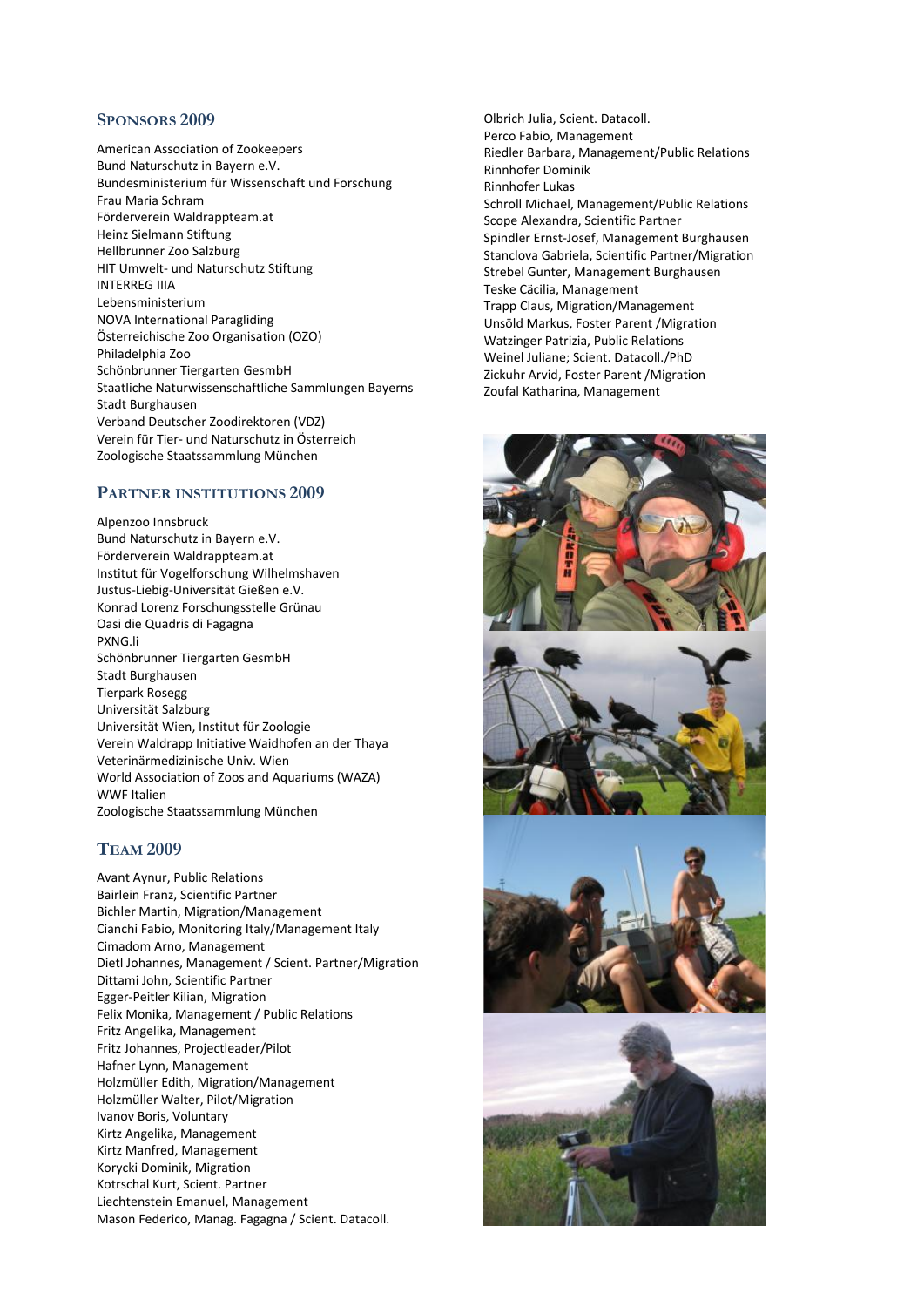## Sponsors 2009

American Association of Zookeepers
Bund Naturschutz in Bayern e.V.
Bundesministerium für Wissenschaft und Forschung
Frau Maria Schram
Förderverein Waldrappteam.at
Heinz Sielmann Stiftung
Hellbrunner Zoo Salzburg
HIT Umwelt- und Naturschutz Stiftung
INTERREG IIIA
Lebensministerium
NOVA International Paragliding
Österreichische Zoo Organisation (OZO)
Philadelphia Zoo
Schönbrunner Tiergarten GesmbH
Staatliche Naturwissenschaftliche Sammlungen Bayerns
Stadt Burghausen
Verband Deutscher Zoodirektoren (VDZ)
Verein für Tier- und Naturschutz in Österreich
Zoologische Staatssammlung München

## Partner Institutions 2009

Alpenzoo Innsbruck
Bund Naturschutz in Bayern e.V.
Förderverein Waldrappteam.at
Institut für Vogelforschung Wilhelmshaven
Justus-Liebig-Universität Gießen e.V.
Konrad Lorenz Forschungsstelle Grünau
Oasi die Quadris di Fagagna
PXNG.li
Schönbrunner Tiergarten GesmbH
Stadt Burghausen
Tierpark Rosegg
Universität Salzburg
Universität Wien, Institut für Zoologie
Verein Waldrapp Initiative Waidhofen an der Thaya
Veterinärmedizinische Univ. Wien
World Association of Zoos and Aquariums (WAZA)
WWF Italien
Zoologische Staatssammlung München

## Team 2009

Avant Aynur, Public Relations
Bairlein Franz, Scientific Partner
Bichler Martin, Migration/Management
Cianchi Fabio, Monitoring Italy/Management Italy
Cimadom Arno, Management
Dietl Johannes, Management / Scient. Partner/Migration
Dittami John, Scientific Partner
Egger-Peitler Kilian, Migration
Felix Monika, Management / Public Relations
Fritz Angelika, Management
Fritz Johannes, Projectleader/Pilot
Hafner Lynn, Management
Holzmüller Edith, Migration/Management
Holzmüller Walter, Pilot/Migration
Ivanov Boris, Voluntary
Kirtz Angelika, Management
Kirtz Manfred, Management
Korycki Dominik, Migration
Kotrschal Kurt, Scient. Partner
Liechtenstein Emanuel, Management
Mason Federico, Manag. Fagagna / Scient. Datacoll.
Olbrich Julia, Scient. Datacoll.
Perco Fabio, Management
Riedler Barbara, Management/Public Relations
Rinnhofer Dominik
Rinnhofer Lukas
Schroll Michael, Management/Public Relations
Scope Alexandra, Scientific Partner
Spindler Ernst-Josef, Management Burghausen
Stanclova Gabriela, Scientific Partner/Migration
Strebel Gunter, Management Burghausen
Teske Cäcilia, Management
Trapp Claus, Migration/Management
Unsöld Markus, Foster Parent /Migration
Watzinger Patrizia, Public Relations
Weinel Juliane; Scient. Datacoll./PhD
Zickuhr Arvid, Foster Parent /Migration
Zoufal Katharina, Management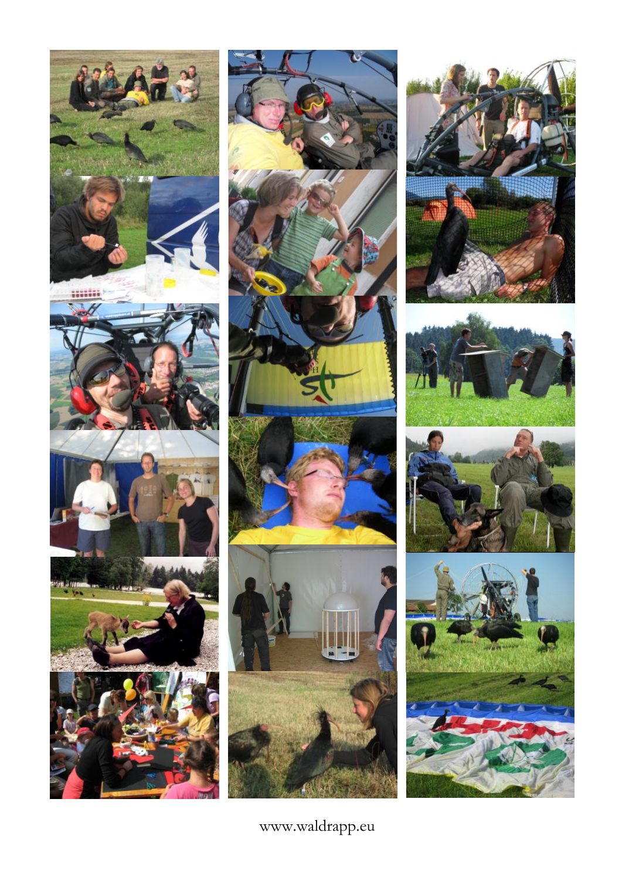www.waldrapp.eu